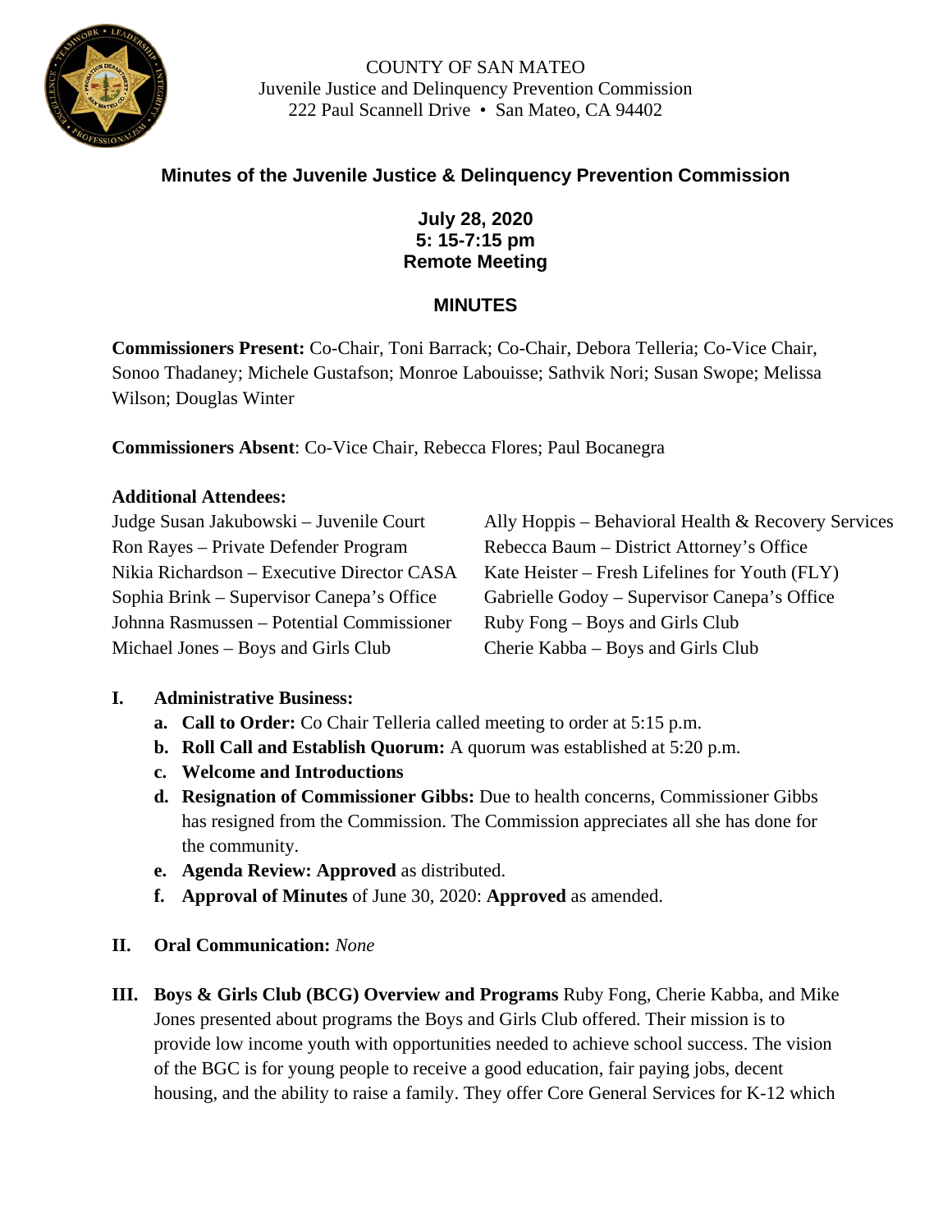COUNTY OF SAN MATEO
Juvenile Justice and Delinquency Prevention Commission
222 Paul Scannell Drive • San Mateo, CA 94402

## Minutes of the Juvenile Justice & Delinquency Prevention Commission

**July 28, 2020**
**5: 15-7:15 pm**
**Remote Meeting**

### MINUTES

**Commissioners Present:** Co-Chair, Toni Barrack; Co-Chair, Debora Telleria; Co-Vice Chair, Sonoo Thadaney; Michele Gustafson; Monroe Labouisse; Sathvik Nori; Susan Swope; Melissa Wilson; Douglas Winter

**Commissioners Absent**: Co-Vice Chair, Rebecca Flores; Paul Bocanegra

**Additional Attendees:**

Judge Susan Jakubowski – Juvenile Court
Ron Rayes – Private Defender Program
Nikia Richardson – Executive Director CASA
Sophia Brink – Supervisor Canepa's Office
Johnna Rasmussen – Potential Commissioner
Michael Jones – Boys and Girls Club
Ally Hoppis – Behavioral Health & Recovery Services
Rebecca Baum – District Attorney's Office
Kate Heister – Fresh Lifelines for Youth (FLY)
Gabrielle Godoy – Supervisor Canepa's Office
Ruby Fong – Boys and Girls Club
Cherie Kabba – Boys and Girls Club

**I. Administrative Business:**

a. **Call to Order:** Co Chair Telleria called meeting to order at 5:15 p.m.
b. **Roll Call and Establish Quorum:** A quorum was established at 5:20 p.m.
c. **Welcome and Introductions**
d. **Resignation of Commissioner Gibbs:** Due to health concerns, Commissioner Gibbs has resigned from the Commission. The Commission appreciates all she has done for the community.
e. **Agenda Review: Approved** as distributed.
f. **Approval of Minutes** of June 30, 2020: **Approved** as amended.

**II. Oral Communication:** *None*

**III. Boys & Girls Club (BCG) Overview and Programs** Ruby Fong, Cherie Kabba, and Mike Jones presented about programs the Boys and Girls Club offered. Their mission is to provide low income youth with opportunities needed to achieve school success. The vision of the BGC is for young people to receive a good education, fair paying jobs, decent housing, and the ability to raise a family. They offer Core General Services for K-12 which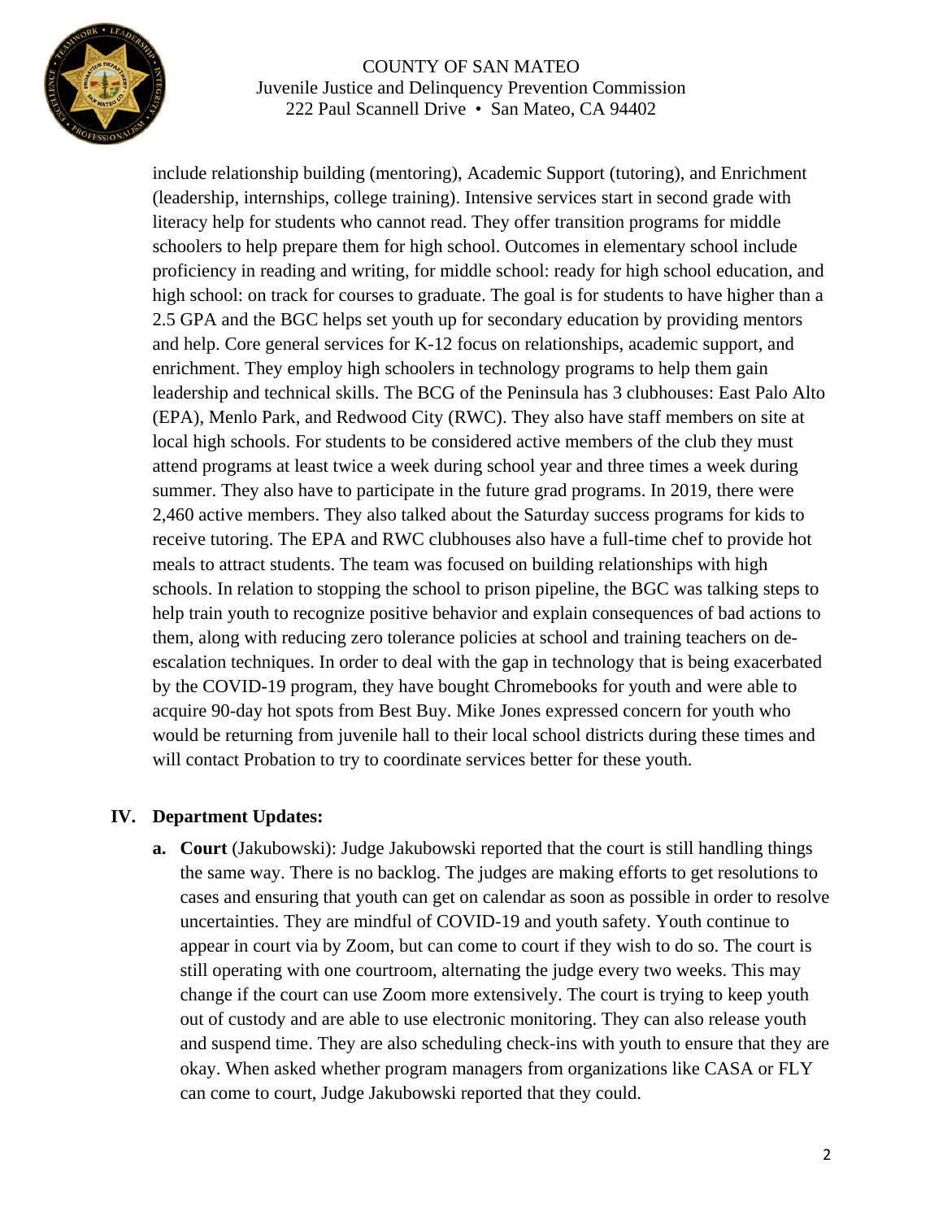include relationship building (mentoring), Academic Support (tutoring), and Enrichment (leadership, internships, college training). Intensive services start in second grade with literacy help for students who cannot read. They offer transition programs for middle schoolers to help prepare them for high school. Outcomes in elementary school include proficiency in reading and writing, for middle school: ready for high school education, and high school: on track for courses to graduate. The goal is for students to have higher than a 2.5 GPA and the BGC helps set youth up for secondary education by providing mentors and help. Core general services for K-12 focus on relationships, academic support, and enrichment. They employ high schoolers in technology programs to help them gain leadership and technical skills. The BCG of the Peninsula has 3 clubhouses: East Palo Alto (EPA), Menlo Park, and Redwood City (RWC). They also have staff members on site at local high schools. For students to be considered active members of the club they must attend programs at least twice a week during school year and three times a week during summer. They also have to participate in the future grad programs. In 2019, there were 2,460 active members. They also talked about the Saturday success programs for kids to receive tutoring. The EPA and RWC clubhouses also have a full-time chef to provide hot meals to attract students. The team was focused on building relationships with high schools. In relation to stopping the school to prison pipeline, the BGC was talking steps to help train youth to recognize positive behavior and explain consequences of bad actions to them, along with reducing zero tolerance policies at school and training teachers on de-escalation techniques. In order to deal with the gap in technology that is being exacerbated by the COVID-19 program, they have bought Chromebooks for youth and were able to acquire 90-day hot spots from Best Buy. Mike Jones expressed concern for youth who would be returning from juvenile hall to their local school districts during these times and will contact Probation to try to coordinate services better for these youth.

## IV. Department Updates:

a. **Court** (Jakubowski): Judge Jakubowski reported that the court is still handling things the same way. There is no backlog. The judges are making efforts to get resolutions to cases and ensuring that youth can get on calendar as soon as possible in order to resolve uncertainties. They are mindful of COVID-19 and youth safety. Youth continue to appear in court via by Zoom, but can come to court if they wish to do so. The court is still operating with one courtroom, alternating the judge every two weeks. This may change if the court can use Zoom more extensively. The court is trying to keep youth out of custody and are able to use electronic monitoring. They can also release youth and suspend time. They are also scheduling check-ins with youth to ensure that they are okay. When asked whether program managers from organizations like CASA or FLY can come to court, Judge Jakubowski reported that they could.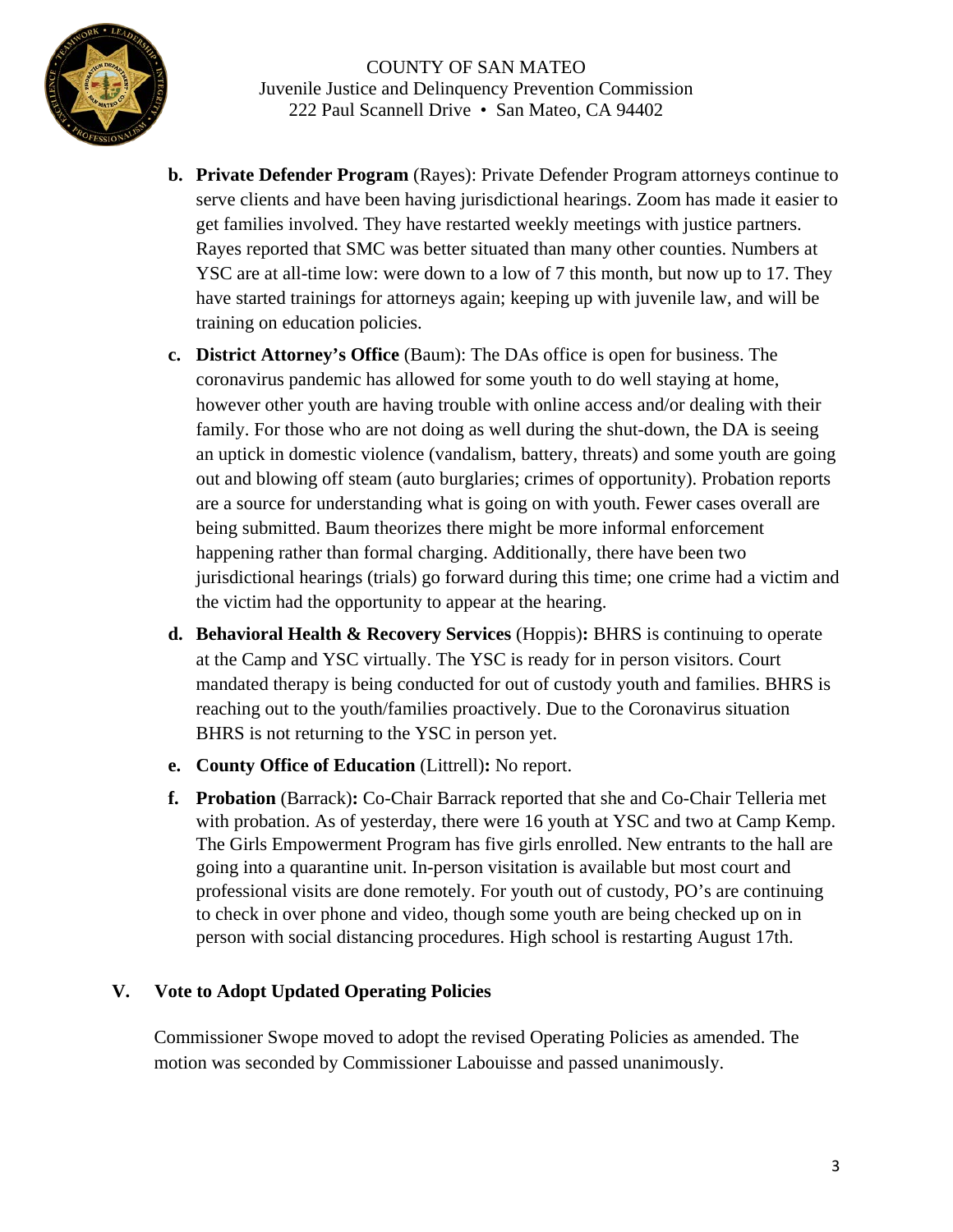COUNTY OF SAN MATEO
Juvenile Justice and Delinquency Prevention Commission
222 Paul Scannell Drive • San Mateo, CA 94402

b. **Private Defender Program** (Rayes): Private Defender Program attorneys continue to serve clients and have been having jurisdictional hearings. Zoom has made it easier to get families involved. They have restarted weekly meetings with justice partners. Rayes reported that SMC was better situated than many other counties. Numbers at YSC are at all-time low: were down to a low of 7 this month, but now up to 17. They have started trainings for attorneys again; keeping up with juvenile law, and will be training on education policies.

c. **District Attorney's Office** (Baum): The DAs office is open for business. The coronavirus pandemic has allowed for some youth to do well staying at home, however other youth are having trouble with online access and/or dealing with their family. For those who are not doing as well during the shut-down, the DA is seeing an uptick in domestic violence (vandalism, battery, threats) and some youth are going out and blowing off steam (auto burglaries; crimes of opportunity). Probation reports are a source for understanding what is going on with youth. Fewer cases overall are being submitted. Baum theorizes there might be more informal enforcement happening rather than formal charging. Additionally, there have been two jurisdictional hearings (trials) go forward during this time; one crime had a victim and the victim had the opportunity to appear at the hearing.

d. **Behavioral Health & Recovery Services** (Hoppis)**:** BHRS is continuing to operate at the Camp and YSC virtually. The YSC is ready for in person visitors. Court mandated therapy is being conducted for out of custody youth and families. BHRS is reaching out to the youth/families proactively. Due to the Coronavirus situation BHRS is not returning to the YSC in person yet.

e. **County Office of Education** (Littrell)**:** No report.

f. **Probation** (Barrack)**:** Co-Chair Barrack reported that she and Co-Chair Telleria met with probation. As of yesterday, there were 16 youth at YSC and two at Camp Kemp. The Girls Empowerment Program has five girls enrolled. New entrants to the hall are going into a quarantine unit. In-person visitation is available but most court and professional visits are done remotely. For youth out of custody, PO's are continuing to check in over phone and video, though some youth are being checked up on in person with social distancing procedures. High school is restarting August 17th.

## V. Vote to Adopt Updated Operating Policies

Commissioner Swope moved to adopt the revised Operating Policies as amended. The motion was seconded by Commissioner Labouisse and passed unanimously.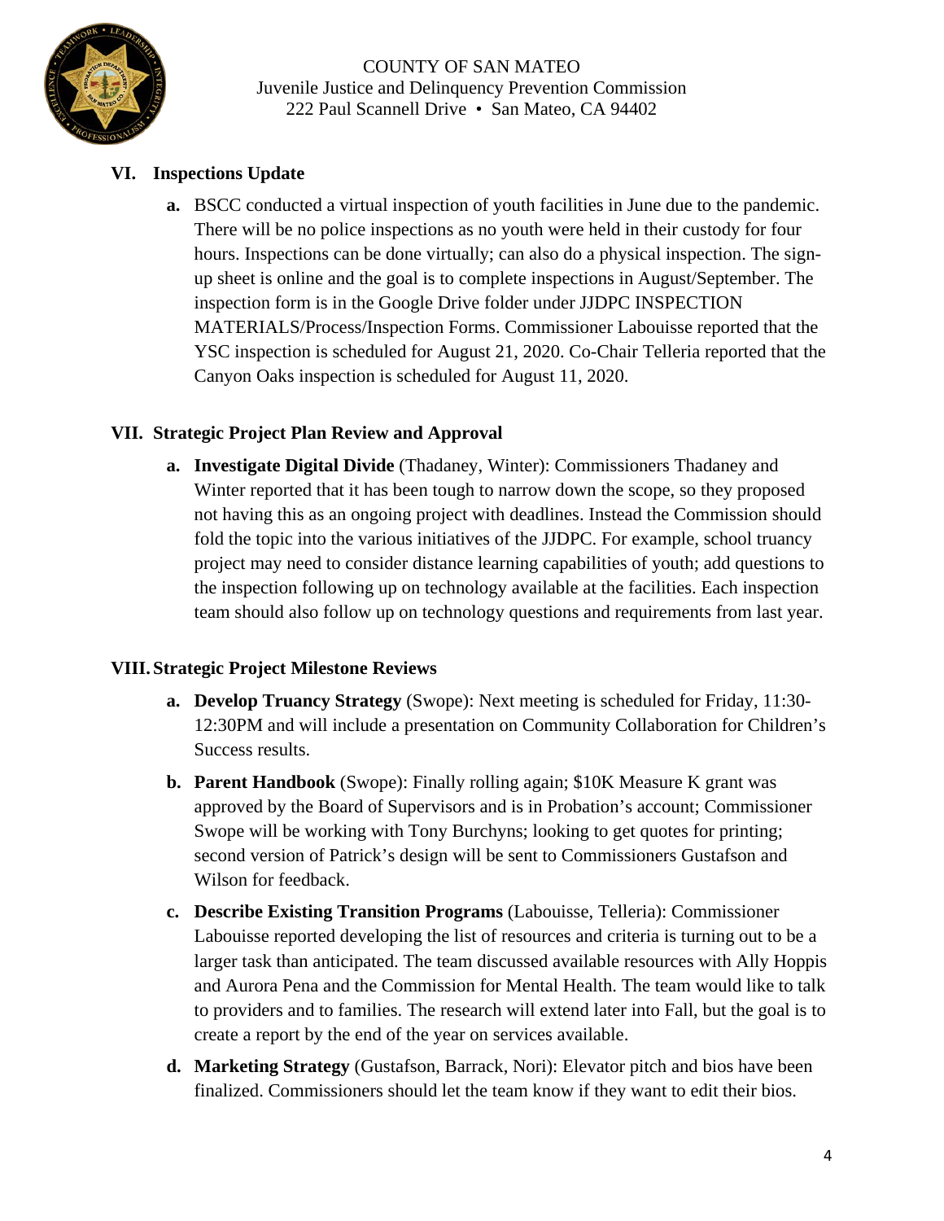## VI. Inspections Update

a. BSCC conducted a virtual inspection of youth facilities in June due to the pandemic. There will be no police inspections as no youth were held in their custody for four hours. Inspections can be done virtually; can also do a physical inspection. The sign-up sheet is online and the goal is to complete inspections in August/September. The inspection form is in the Google Drive folder under JJDPC INSPECTION MATERIALS/Process/Inspection Forms. Commissioner Labouisse reported that the YSC inspection is scheduled for August 21, 2020. Co-Chair Telleria reported that the Canyon Oaks inspection is scheduled for August 11, 2020.

## VII. Strategic Project Plan Review and Approval

a. **Investigate Digital Divide** (Thadaney, Winter): Commissioners Thadaney and Winter reported that it has been tough to narrow down the scope, so they proposed not having this as an ongoing project with deadlines. Instead the Commission should fold the topic into the various initiatives of the JJDPC. For example, school truancy project may need to consider distance learning capabilities of youth; add questions to the inspection following up on technology available at the facilities. Each inspection team should also follow up on technology questions and requirements from last year.

## VIII. Strategic Project Milestone Reviews

a. **Develop Truancy Strategy** (Swope): Next meeting is scheduled for Friday, 11:30-12:30PM and will include a presentation on Community Collaboration for Children's Success results.

b. **Parent Handbook** (Swope): Finally rolling again; $10K Measure K grant was approved by the Board of Supervisors and is in Probation's account; Commissioner Swope will be working with Tony Burchyns; looking to get quotes for printing; second version of Patrick's design will be sent to Commissioners Gustafson and Wilson for feedback.

c. **Describe Existing Transition Programs** (Labouisse, Telleria): Commissioner Labouisse reported developing the list of resources and criteria is turning out to be a larger task than anticipated. The team discussed available resources with Ally Hoppis and Aurora Pena and the Commission for Mental Health. The team would like to talk to providers and to families. The research will extend later into Fall, but the goal is to create a report by the end of the year on services available.

d. **Marketing Strategy** (Gustafson, Barrack, Nori): Elevator pitch and bios have been finalized. Commissioners should let the team know if they want to edit their bios.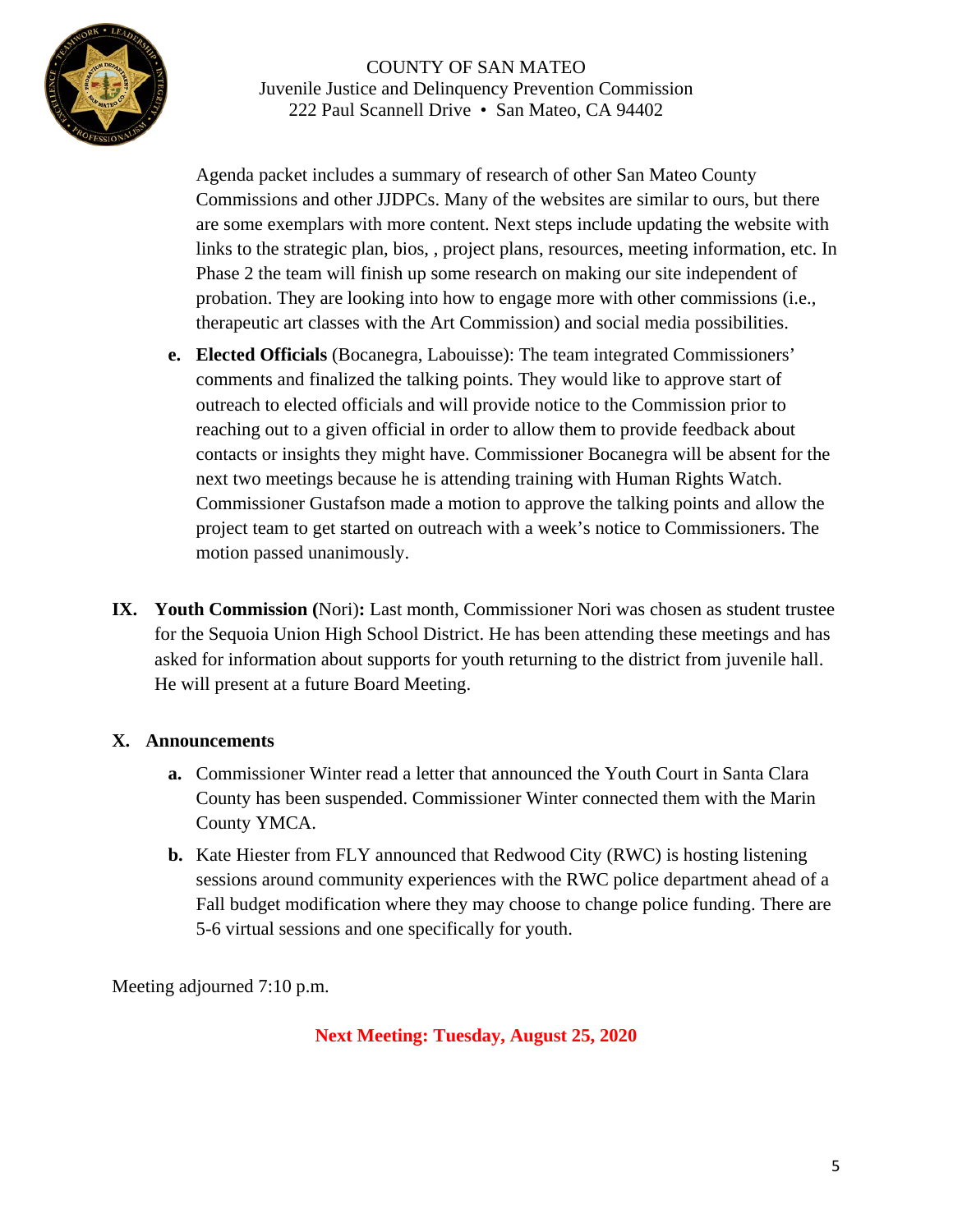Agenda packet includes a summary of research of other San Mateo County Commissions and other JJDPCs. Many of the websites are similar to ours, but there are some exemplars with more content. Next steps include updating the website with links to the strategic plan, bios, , project plans, resources, meeting information, etc. In Phase 2 the team will finish up some research on making our site independent of probation. They are looking into how to engage more with other commissions (i.e., therapeutic art classes with the Art Commission) and social media possibilities.

e. **Elected Officials** (Bocanegra, Labouisse): The team integrated Commissioners' comments and finalized the talking points. They would like to approve start of outreach to elected officials and will provide notice to the Commission prior to reaching out to a given official in order to allow them to provide feedback about contacts or insights they might have. Commissioner Bocanegra will be absent for the next two meetings because he is attending training with Human Rights Watch. Commissioner Gustafson made a motion to approve the talking points and allow the project team to get started on outreach with a week's notice to Commissioners. The motion passed unanimously.

**IX. Youth Commission (**Nori**):** Last month, Commissioner Nori was chosen as student trustee for the Sequoia Union High School District. He has been attending these meetings and has asked for information about supports for youth returning to the district from juvenile hall. He will present at a future Board Meeting.

**X. Announcements**

**a.** Commissioner Winter read a letter that announced the Youth Court in Santa Clara County has been suspended. Commissioner Winter connected them with the Marin County YMCA.

**b.** Kate Hiester from FLY announced that Redwood City (RWC) is hosting listening sessions around community experiences with the RWC police department ahead of a Fall budget modification where they may choose to change police funding. There are 5-6 virtual sessions and one specifically for youth.

Meeting adjourned 7:10 p.m.

**Next Meeting: Tuesday, August 25, 2020**